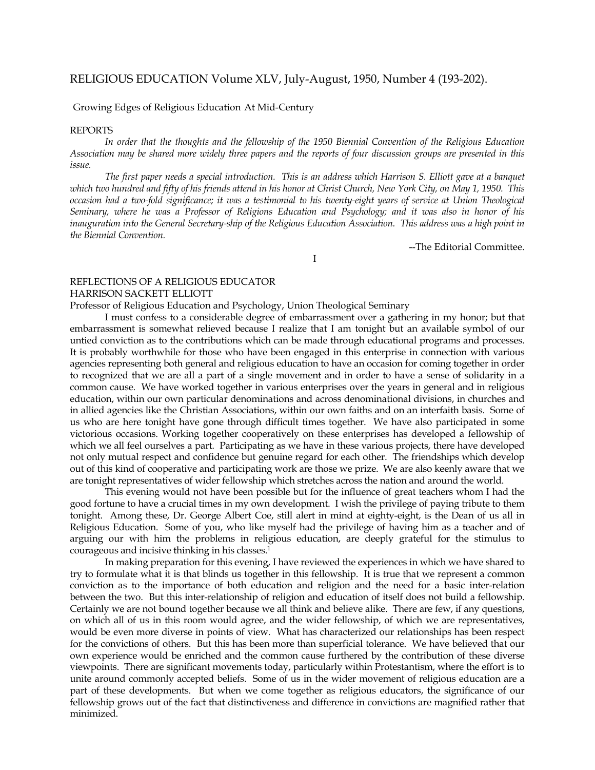RELIGIOUS EDUCATION Volume XLV, July-August, 1950, Number 4 (193-202).

Growing Edges of Religious Education At Mid-Century

REPORTS

*In order that the thoughts and the fellowship of the 1950 Biennial Convention of the Religious Education Association may be shared more widely three papers and the reports of four discussion groups are presented in this issue.*

*The first paper needs a special introduction. This is an address which Harrison S. Elliott gave at a banquet which two hundred and fifty of his friends attend in his honor at Christ Church, New York City, on May 1, 1950. This occasion had a two-fold significance; it was a testimonial to his twenty-eight years of service at Union Theological Seminary, where he was a Professor of Religions Education and Psychology; and it was also in honor of his inauguration into the General Secretary-ship of the Religious Education Association. This address was a high point in the Biennial Convention.*

--The Editorial Committee.

I

## REFLECTIONS OF A RELIGIOUS EDUCATOR

HARRISON SACKETT ELLIOTT

Professor of Religious Education and Psychology, Union Theological Seminary

I must confess to a considerable degree of embarrassment over a gathering in my honor; but that embarrassment is somewhat relieved because I realize that I am tonight but an available symbol of our untied conviction as to the contributions which can be made through educational programs and processes. It is probably worthwhile for those who have been engaged in this enterprise in connection with various agencies representing both general and religious education to have an occasion for coming together in order to recognized that we are all a part of a single movement and in order to have a sense of solidarity in a common cause. We have worked together in various enterprises over the years in general and in religious education, within our own particular denominations and across denominational divisions, in churches and in allied agencies like the Christian Associations, within our own faiths and on an interfaith basis. Some of us who are here tonight have gone through difficult times together. We have also participated in some victorious occasions. Working together cooperatively on these enterprises has developed a fellowship of which we all feel ourselves a part. Participating as we have in these various projects, there have developed not only mutual respect and confidence but genuine regard for each other. The friendships which develop out of this kind of cooperative and participating work are those we prize. We are also keenly aware that we are tonight representatives of wider fellowship which stretches across the nation and around the world.

This evening would not have been possible but for the influence of great teachers whom I had the good fortune to have a crucial times in my own development. I wish the privilege of paying tribute to them tonight. Among these, Dr. George Albert Coe, still alert in mind at eighty-eight, is the Dean of us all in Religious Education. Some of you, who like myself had the privilege of having him as a teacher and of arguing our with him the problems in religious education, are deeply grateful for the stimulus to courageous and incisive thinking in his classes.[1]

In making preparation for this evening, I have reviewed the experiences in which we have shared to try to formulate what it is that blinds us together in this fellowship. It is true that we represent a common conviction as to the importance of both education and religion and the need for a basic inter-relation between the two. But this inter-relationship of religion and education of itself does not build a fellowship. Certainly we are not bound together because we all think and believe alike. There are few, if any questions, on which all of us in this room would agree, and the wider fellowship, of which we are representatives, would be even more diverse in points of view. What has characterized our relationships has been respect for the convictions of others. But this has been more than superficial tolerance. We have believed that our own experience would be enriched and the common cause furthered by the contribution of these diverse viewpoints. There are significant movements today, particularly within Protestantism, where the effort is to unite around commonly accepted beliefs. Some of us in the wider movement of religious education are a part of these developments. But when we come together as religious educators, the significance of our fellowship grows out of the fact that distinctiveness and difference in convictions are magnified rather that minimized.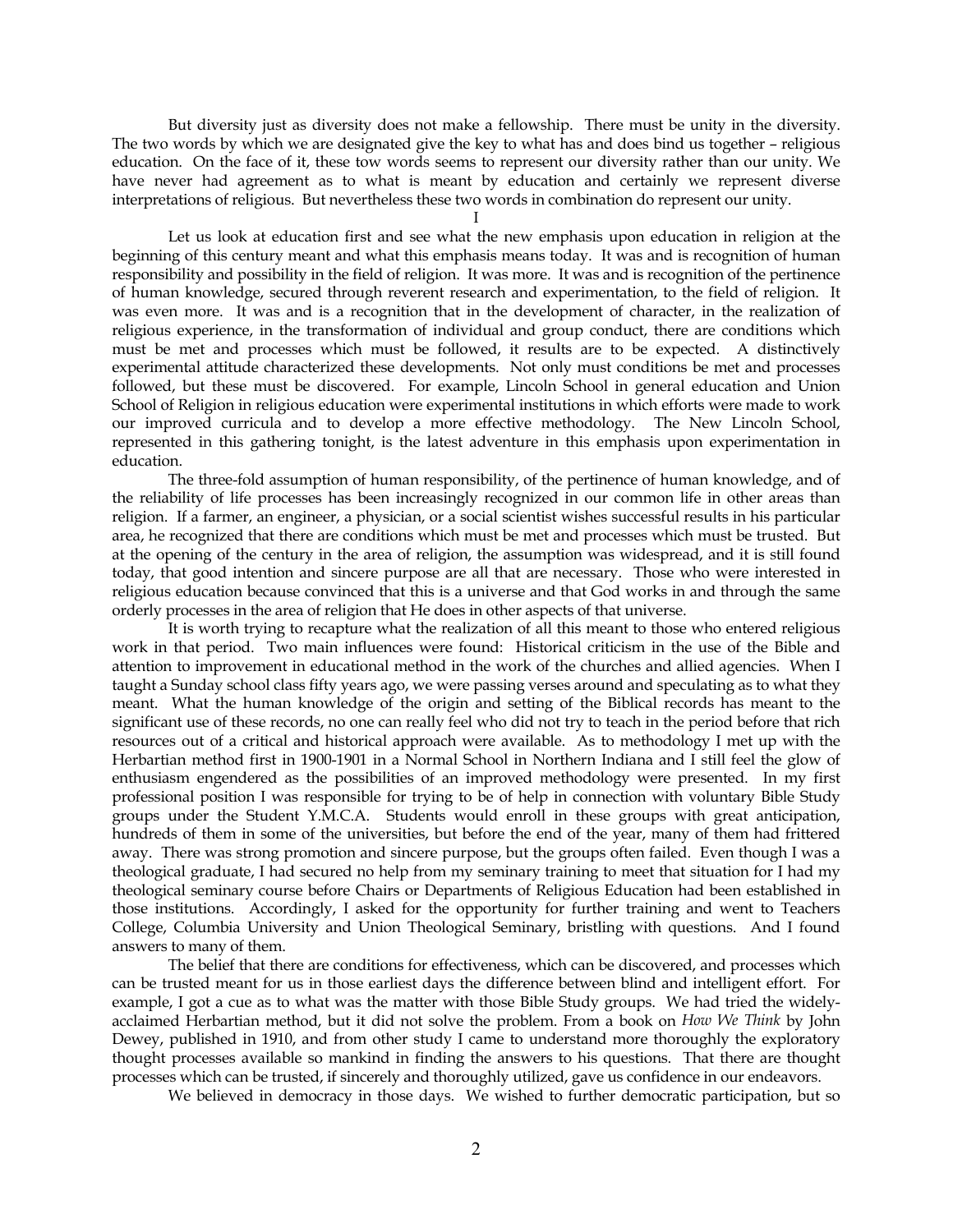But diversity just as diversity does not make a fellowship. There must be unity in the diversity. The two words by which we are designated give the key to what has and does bind us together – religious education. On the face of it, these tow words seems to represent our diversity rather than our unity. We have never had agreement as to what is meant by education and certainly we represent diverse interpretations of religious. But nevertheless these two words in combination do represent our unity.

I

Let us look at education first and see what the new emphasis upon education in religion at the beginning of this century meant and what this emphasis means today. It was and is recognition of human responsibility and possibility in the field of religion. It was more. It was and is recognition of the pertinence of human knowledge, secured through reverent research and experimentation, to the field of religion. It was even more. It was and is a recognition that in the development of character, in the realization of religious experience, in the transformation of individual and group conduct, there are conditions which must be met and processes which must be followed, it results are to be expected. A distinctively experimental attitude characterized these developments. Not only must conditions be met and processes followed, but these must be discovered. For example, Lincoln School in general education and Union School of Religion in religious education were experimental institutions in which efforts were made to work our improved curricula and to develop a more effective methodology. The New Lincoln School, represented in this gathering tonight, is the latest adventure in this emphasis upon experimentation in education.

The three-fold assumption of human responsibility, of the pertinence of human knowledge, and of the reliability of life processes has been increasingly recognized in our common life in other areas than religion. If a farmer, an engineer, a physician, or a social scientist wishes successful results in his particular area, he recognized that there are conditions which must be met and processes which must be trusted. But at the opening of the century in the area of religion, the assumption was widespread, and it is still found today, that good intention and sincere purpose are all that are necessary. Those who were interested in religious education because convinced that this is a universe and that God works in and through the same orderly processes in the area of religion that He does in other aspects of that universe.

It is worth trying to recapture what the realization of all this meant to those who entered religious work in that period. Two main influences were found: Historical criticism in the use of the Bible and attention to improvement in educational method in the work of the churches and allied agencies. When I taught a Sunday school class fifty years ago, we were passing verses around and speculating as to what they meant. What the human knowledge of the origin and setting of the Biblical records has meant to the significant use of these records, no one can really feel who did not try to teach in the period before that rich resources out of a critical and historical approach were available. As to methodology I met up with the Herbartian method first in 1900-1901 in a Normal School in Northern Indiana and I still feel the glow of enthusiasm engendered as the possibilities of an improved methodology were presented. In my first professional position I was responsible for trying to be of help in connection with voluntary Bible Study groups under the Student Y.M.C.A. Students would enroll in these groups with great anticipation, hundreds of them in some of the universities, but before the end of the year, many of them had frittered away. There was strong promotion and sincere purpose, but the groups often failed. Even though I was a theological graduate, I had secured no help from my seminary training to meet that situation for I had my theological seminary course before Chairs or Departments of Religious Education had been established in those institutions. Accordingly, I asked for the opportunity for further training and went to Teachers College, Columbia University and Union Theological Seminary, bristling with questions. And I found answers to many of them.

The belief that there are conditions for effectiveness, which can be discovered, and processes which can be trusted meant for us in those earliest days the difference between blind and intelligent effort. For example, I got a cue as to what was the matter with those Bible Study groups. We had tried the widely-acclaimed Herbartian method, but it did not solve the problem. From a book on *How We Think* by John Dewey, published in 1910, and from other study I came to understand more thoroughly the exploratory thought processes available so mankind in finding the answers to his questions. That there are thought processes which can be trusted, if sincerely and thoroughly utilized, gave us confidence in our endeavors.

We believed in democracy in those days. We wished to further democratic participation, but so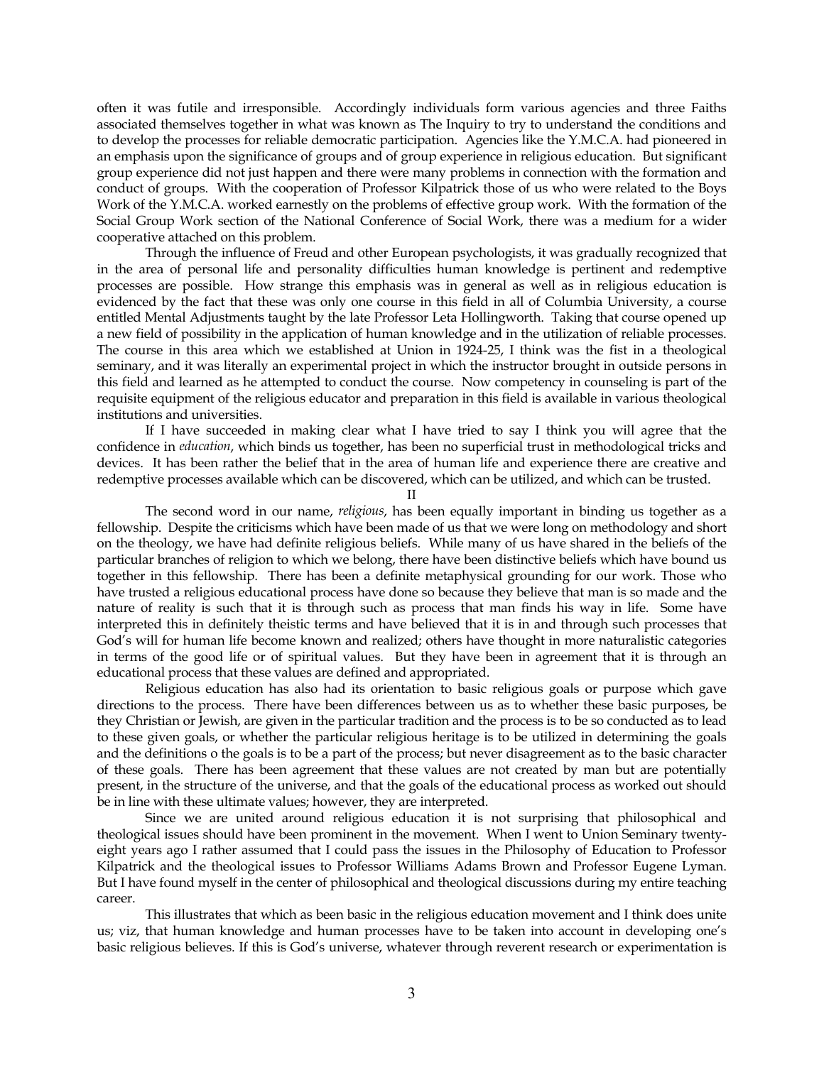often it was futile and irresponsible. Accordingly individuals form various agencies and three Faiths associated themselves together in what was known as The Inquiry to try to understand the conditions and to develop the processes for reliable democratic participation. Agencies like the Y.M.C.A. had pioneered in an emphasis upon the significance of groups and of group experience in religious education. But significant group experience did not just happen and there were many problems in connection with the formation and conduct of groups. With the cooperation of Professor Kilpatrick those of us who were related to the Boys Work of the Y.M.C.A. worked earnestly on the problems of effective group work. With the formation of the Social Group Work section of the National Conference of Social Work, there was a medium for a wider cooperative attached on this problem.

Through the influence of Freud and other European psychologists, it was gradually recognized that in the area of personal life and personality difficulties human knowledge is pertinent and redemptive processes are possible. How strange this emphasis was in general as well as in religious education is evidenced by the fact that these was only one course in this field in all of Columbia University, a course entitled Mental Adjustments taught by the late Professor Leta Hollingworth. Taking that course opened up a new field of possibility in the application of human knowledge and in the utilization of reliable processes. The course in this area which we established at Union in 1924-25, I think was the fist in a theological seminary, and it was literally an experimental project in which the instructor brought in outside persons in this field and learned as he attempted to conduct the course. Now competency in counseling is part of the requisite equipment of the religious educator and preparation in this field is available in various theological institutions and universities.

If I have succeeded in making clear what I have tried to say I think you will agree that the confidence in *education*, which binds us together, has been no superficial trust in methodological tricks and devices. It has been rather the belief that in the area of human life and experience there are creative and redemptive processes available which can be discovered, which can be utilized, and which can be trusted.

II

The second word in our name, *religious*, has been equally important in binding us together as a fellowship. Despite the criticisms which have been made of us that we were long on methodology and short on the theology, we have had definite religious beliefs. While many of us have shared in the beliefs of the particular branches of religion to which we belong, there have been distinctive beliefs which have bound us together in this fellowship. There has been a definite metaphysical grounding for our work. Those who have trusted a religious educational process have done so because they believe that man is so made and the nature of reality is such that it is through such as process that man finds his way in life. Some have interpreted this in definitely theistic terms and have believed that it is in and through such processes that God's will for human life become known and realized; others have thought in more naturalistic categories in terms of the good life or of spiritual values. But they have been in agreement that it is through an educational process that these values are defined and appropriated.

Religious education has also had its orientation to basic religious goals or purpose which gave directions to the process. There have been differences between us as to whether these basic purposes, be they Christian or Jewish, are given in the particular tradition and the process is to be so conducted as to lead to these given goals, or whether the particular religious heritage is to be utilized in determining the goals and the definitions o the goals is to be a part of the process; but never disagreement as to the basic character of these goals. There has been agreement that these values are not created by man but are potentially present, in the structure of the universe, and that the goals of the educational process as worked out should be in line with these ultimate values; however, they are interpreted.

Since we are united around religious education it is not surprising that philosophical and theological issues should have been prominent in the movement. When I went to Union Seminary twenty-eight years ago I rather assumed that I could pass the issues in the Philosophy of Education to Professor Kilpatrick and the theological issues to Professor Williams Adams Brown and Professor Eugene Lyman. But I have found myself in the center of philosophical and theological discussions during my entire teaching career.

This illustrates that which as been basic in the religious education movement and I think does unite us; viz, that human knowledge and human processes have to be taken into account in developing one's basic religious believes. If this is God's universe, whatever through reverent research or experimentation is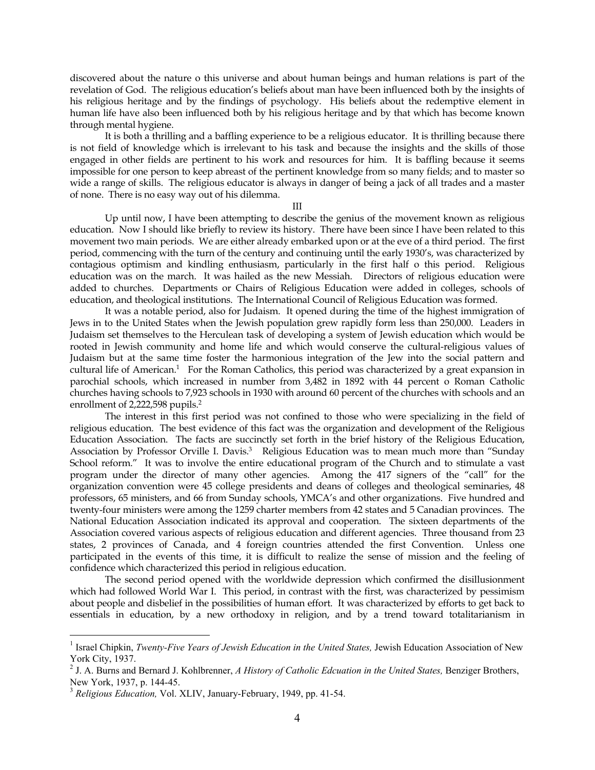discovered about the nature o this universe and about human beings and human relations is part of the revelation of God. The religious education's beliefs about man have been influenced both by the insights of his religious heritage and by the findings of psychology. His beliefs about the redemptive element in human life have also been influenced both by his religious heritage and by that which has become known through mental hygiene.

It is both a thrilling and a baffling experience to be a religious educator. It is thrilling because there is not field of knowledge which is irrelevant to his task and because the insights and the skills of those engaged in other fields are pertinent to his work and resources for him. It is baffling because it seems impossible for one person to keep abreast of the pertinent knowledge from so many fields; and to master so wide a range of skills. The religious educator is always in danger of being a jack of all trades and a master of none. There is no easy way out of his dilemma.

III

Up until now, I have been attempting to describe the genius of the movement known as religious education. Now I should like briefly to review its history. There have been since I have been related to this movement two main periods. We are either already embarked upon or at the eve of a third period. The first period, commencing with the turn of the century and continuing until the early 1930's, was characterized by contagious optimism and kindling enthusiasm, particularly in the first half o this period. Religious education was on the march. It was hailed as the new Messiah. Directors of religious education were added to churches. Departments or Chairs of Religious Education were added in colleges, schools of education, and theological institutions. The International Council of Religious Education was formed.

It was a notable period, also for Judaism. It opened during the time of the highest immigration of Jews in to the United States when the Jewish population grew rapidly form less than 250,000. Leaders in Judaism set themselves to the Herculean task of developing a system of Jewish education which would be rooted in Jewish community and home life and which would conserve the cultural-religious values of Judaism but at the same time foster the harmonious integration of the Jew into the social pattern and cultural life of American.[1] For the Roman Catholics, this period was characterized by a great expansion in parochial schools, which increased in number from 3,482 in 1892 with 44 percent o Roman Catholic churches having schools to 7,923 schools in 1930 with around 60 percent of the churches with schools and an enrollment of 2,222,598 pupils.[2]

The interest in this first period was not confined to those who were specializing in the field of religious education. The best evidence of this fact was the organization and development of the Religious Education Association. The facts are succinctly set forth in the brief history of the Religious Education, Association by Professor Orville I. Davis.[3] Religious Education was to mean much more than "Sunday School reform." It was to involve the entire educational program of the Church and to stimulate a vast program under the director of many other agencies. Among the 417 signers of the "call" for the organization convention were 45 college presidents and deans of colleges and theological seminaries, 48 professors, 65 ministers, and 66 from Sunday schools, YMCA's and other organizations. Five hundred and twenty-four ministers were among the 1259 charter members from 42 states and 5 Canadian provinces. The National Education Association indicated its approval and cooperation. The sixteen departments of the Association covered various aspects of religious education and different agencies. Three thousand from 23 states, 2 provinces of Canada, and 4 foreign countries attended the first Convention. Unless one participated in the events of this time, it is difficult to realize the sense of mission and the feeling of confidence which characterized this period in religious education.

The second period opened with the worldwide depression which confirmed the disillusionment which had followed World War I. This period, in contrast with the first, was characterized by pessimism about people and disbelief in the possibilities of human effort. It was characterized by efforts to get back to essentials in education, by a new orthodoxy in religion, and by a trend toward totalitarianism in

---

[1] Israel Chipkin, *Twenty-Five Years of Jewish Education in the United States,* Jewish Education Association of New York City, 1937.

[2] J. A. Burns and Bernard J. Kohlbrenner, *A History of Catholic Edcuation in the United States,* Benziger Brothers, New York, 1937, p. 144-45.

[3] *Religious Education,* Vol. XLIV, January-February, 1949, pp. 41-54.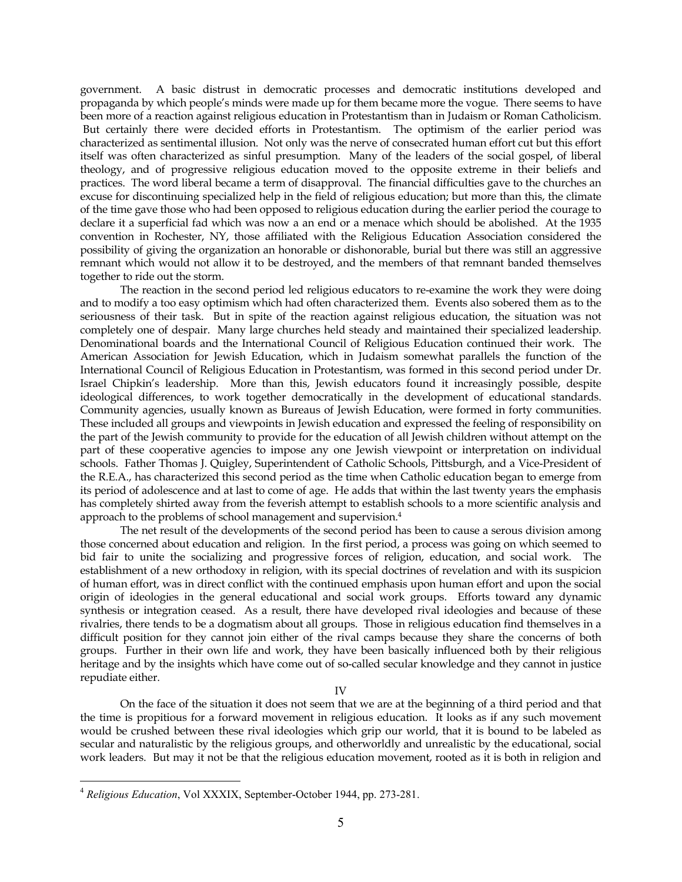government. A basic distrust in democratic processes and democratic institutions developed and propaganda by which people's minds were made up for them became more the vogue. There seems to have been more of a reaction against religious education in Protestantism than in Judaism or Roman Catholicism. But certainly there were decided efforts in Protestantism. The optimism of the earlier period was characterized as sentimental illusion. Not only was the nerve of consecrated human effort cut but this effort itself was often characterized as sinful presumption. Many of the leaders of the social gospel, of liberal theology, and of progressive religious education moved to the opposite extreme in their beliefs and practices. The word liberal became a term of disapproval. The financial difficulties gave to the churches an excuse for discontinuing specialized help in the field of religious education; but more than this, the climate of the time gave those who had been opposed to religious education during the earlier period the courage to declare it a superficial fad which was now a an end or a menace which should be abolished. At the 1935 convention in Rochester, NY, those affiliated with the Religious Education Association considered the possibility of giving the organization an honorable or dishonorable, burial but there was still an aggressive remnant which would not allow it to be destroyed, and the members of that remnant banded themselves together to ride out the storm.

The reaction in the second period led religious educators to re-examine the work they were doing and to modify a too easy optimism which had often characterized them. Events also sobered them as to the seriousness of their task. But in spite of the reaction against religious education, the situation was not completely one of despair. Many large churches held steady and maintained their specialized leadership. Denominational boards and the International Council of Religious Education continued their work. The American Association for Jewish Education, which in Judaism somewhat parallels the function of the International Council of Religious Education in Protestantism, was formed in this second period under Dr. Israel Chipkin's leadership. More than this, Jewish educators found it increasingly possible, despite ideological differences, to work together democratically in the development of educational standards. Community agencies, usually known as Bureaus of Jewish Education, were formed in forty communities. These included all groups and viewpoints in Jewish education and expressed the feeling of responsibility on the part of the Jewish community to provide for the education of all Jewish children without attempt on the part of these cooperative agencies to impose any one Jewish viewpoint or interpretation on individual schools. Father Thomas J. Quigley, Superintendent of Catholic Schools, Pittsburgh, and a Vice-President of the R.E.A., has characterized this second period as the time when Catholic education began to emerge from its period of adolescence and at last to come of age. He adds that within the last twenty years the emphasis has completely shirted away from the feverish attempt to establish schools to a more scientific analysis and approach to the problems of school management and supervision.[4]

The net result of the developments of the second period has been to cause a serous division among those concerned about education and religion. In the first period, a process was going on which seemed to bid fair to unite the socializing and progressive forces of religion, education, and social work. The establishment of a new orthodoxy in religion, with its special doctrines of revelation and with its suspicion of human effort, was in direct conflict with the continued emphasis upon human effort and upon the social origin of ideologies in the general educational and social work groups. Efforts toward any dynamic synthesis or integration ceased. As a result, there have developed rival ideologies and because of these rivalries, there tends to be a dogmatism about all groups. Those in religious education find themselves in a difficult position for they cannot join either of the rival camps because they share the concerns of both groups. Further in their own life and work, they have been basically influenced both by their religious heritage and by the insights which have come out of so-called secular knowledge and they cannot in justice repudiate either.

## IV

On the face of the situation it does not seem that we are at the beginning of a third period and that the time is propitious for a forward movement in religious education. It looks as if any such movement would be crushed between these rival ideologies which grip our world, that it is bound to be labeled as secular and naturalistic by the religious groups, and otherworldly and unrealistic by the educational, social work leaders. But may it not be that the religious education movement, rooted as it is both in religion and

---

[4] *Religious Education*, Vol XXXIX, September-October 1944, pp. 273-281.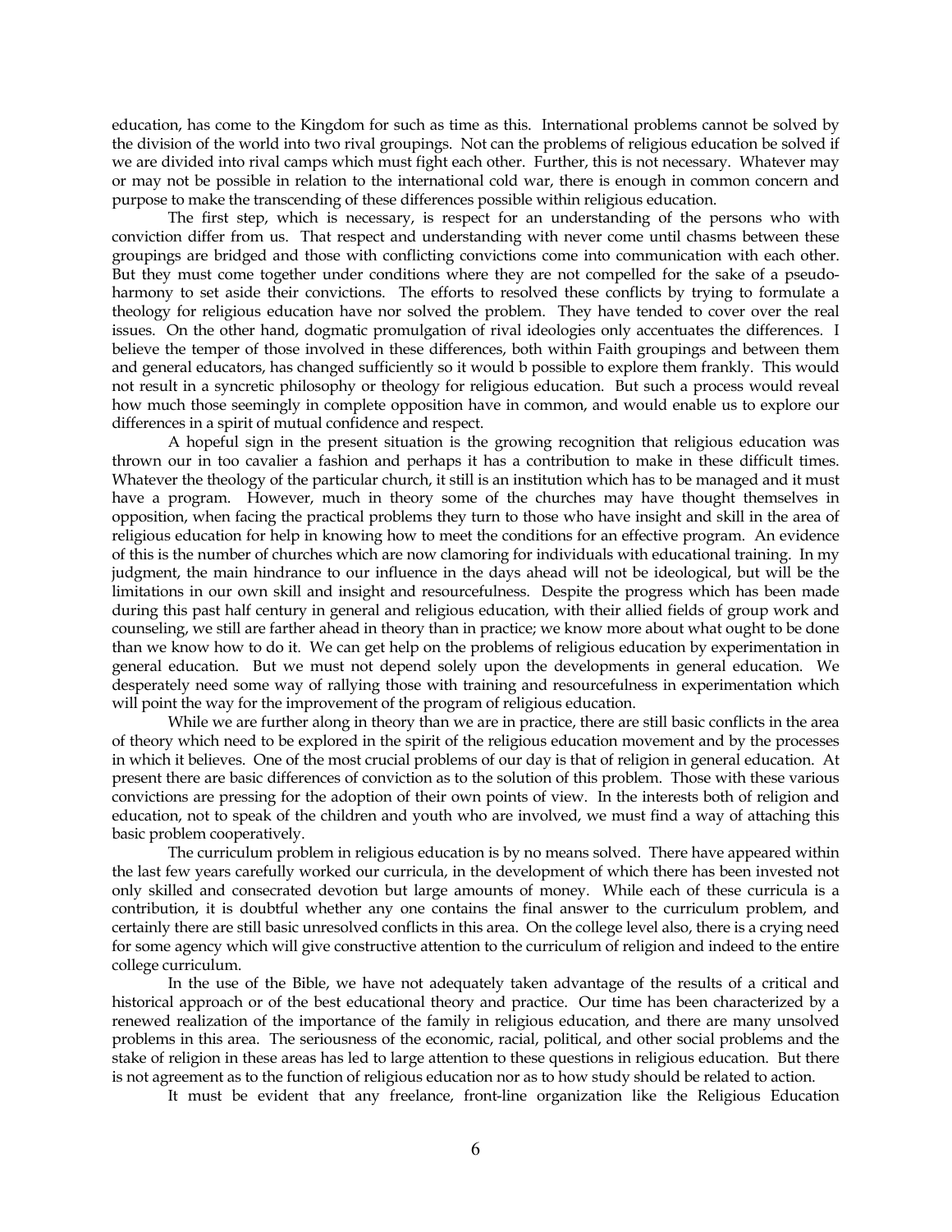education, has come to the Kingdom for such as time as this. International problems cannot be solved by the division of the world into two rival groupings. Not can the problems of religious education be solved if we are divided into rival camps which must fight each other. Further, this is not necessary. Whatever may or may not be possible in relation to the international cold war, there is enough in common concern and purpose to make the transcending of these differences possible within religious education.

The first step, which is necessary, is respect for an understanding of the persons who with conviction differ from us. That respect and understanding with never come until chasms between these groupings are bridged and those with conflicting convictions come into communication with each other. But they must come together under conditions where they are not compelled for the sake of a pseudo-harmony to set aside their convictions. The efforts to resolved these conflicts by trying to formulate a theology for religious education have nor solved the problem. They have tended to cover over the real issues. On the other hand, dogmatic promulgation of rival ideologies only accentuates the differences. I believe the temper of those involved in these differences, both within Faith groupings and between them and general educators, has changed sufficiently so it would b possible to explore them frankly. This would not result in a syncretic philosophy or theology for religious education. But such a process would reveal how much those seemingly in complete opposition have in common, and would enable us to explore our differences in a spirit of mutual confidence and respect.

A hopeful sign in the present situation is the growing recognition that religious education was thrown our in too cavalier a fashion and perhaps it has a contribution to make in these difficult times. Whatever the theology of the particular church, it still is an institution which has to be managed and it must have a program. However, much in theory some of the churches may have thought themselves in opposition, when facing the practical problems they turn to those who have insight and skill in the area of religious education for help in knowing how to meet the conditions for an effective program. An evidence of this is the number of churches which are now clamoring for individuals with educational training. In my judgment, the main hindrance to our influence in the days ahead will not be ideological, but will be the limitations in our own skill and insight and resourcefulness. Despite the progress which has been made during this past half century in general and religious education, with their allied fields of group work and counseling, we still are farther ahead in theory than in practice; we know more about what ought to be done than we know how to do it. We can get help on the problems of religious education by experimentation in general education. But we must not depend solely upon the developments in general education. We desperately need some way of rallying those with training and resourcefulness in experimentation which will point the way for the improvement of the program of religious education.

While we are further along in theory than we are in practice, there are still basic conflicts in the area of theory which need to be explored in the spirit of the religious education movement and by the processes in which it believes. One of the most crucial problems of our day is that of religion in general education. At present there are basic differences of conviction as to the solution of this problem. Those with these various convictions are pressing for the adoption of their own points of view. In the interests both of religion and education, not to speak of the children and youth who are involved, we must find a way of attaching this basic problem cooperatively.

The curriculum problem in religious education is by no means solved. There have appeared within the last few years carefully worked our curricula, in the development of which there has been invested not only skilled and consecrated devotion but large amounts of money. While each of these curricula is a contribution, it is doubtful whether any one contains the final answer to the curriculum problem, and certainly there are still basic unresolved conflicts in this area. On the college level also, there is a crying need for some agency which will give constructive attention to the curriculum of religion and indeed to the entire college curriculum.

In the use of the Bible, we have not adequately taken advantage of the results of a critical and historical approach or of the best educational theory and practice. Our time has been characterized by a renewed realization of the importance of the family in religious education, and there are many unsolved problems in this area. The seriousness of the economic, racial, political, and other social problems and the stake of religion in these areas has led to large attention to these questions in religious education. But there is not agreement as to the function of religious education nor as to how study should be related to action.

It must be evident that any freelance, front-line organization like the Religious Education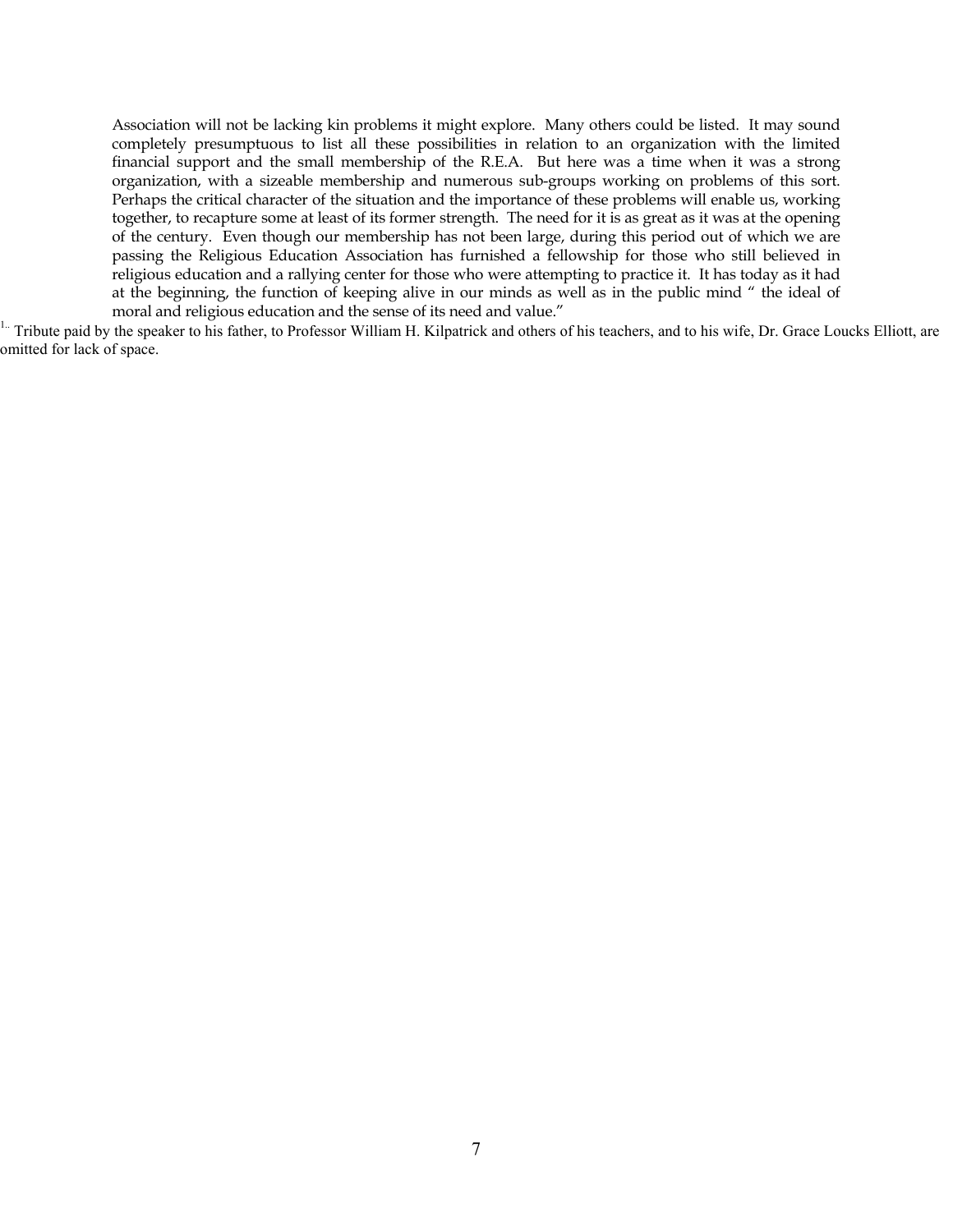Association will not be lacking kin problems it might explore. Many others could be listed. It may sound completely presumptuous to list all these possibilities in relation to an organization with the limited financial support and the small membership of the R.E.A. But here was a time when it was a strong organization, with a sizeable membership and numerous sub-groups working on problems of this sort. Perhaps the critical character of the situation and the importance of these problems will enable us, working together, to recapture some at least of its former strength. The need for it is as great as it was at the opening of the century. Even though our membership has not been large, during this period out of which we are passing the Religious Education Association has furnished a fellowship for those who still believed in religious education and a rallying center for those who were attempting to practice it. It has today as it had at the beginning, the function of keeping alive in our minds as well as in the public mind " the ideal of moral and religious education and the sense of its need and value."

[1.] Tribute paid by the speaker to his father, to Professor William H. Kilpatrick and others of his teachers, and to his wife, Dr. Grace Loucks Elliott, are omitted for lack of space.